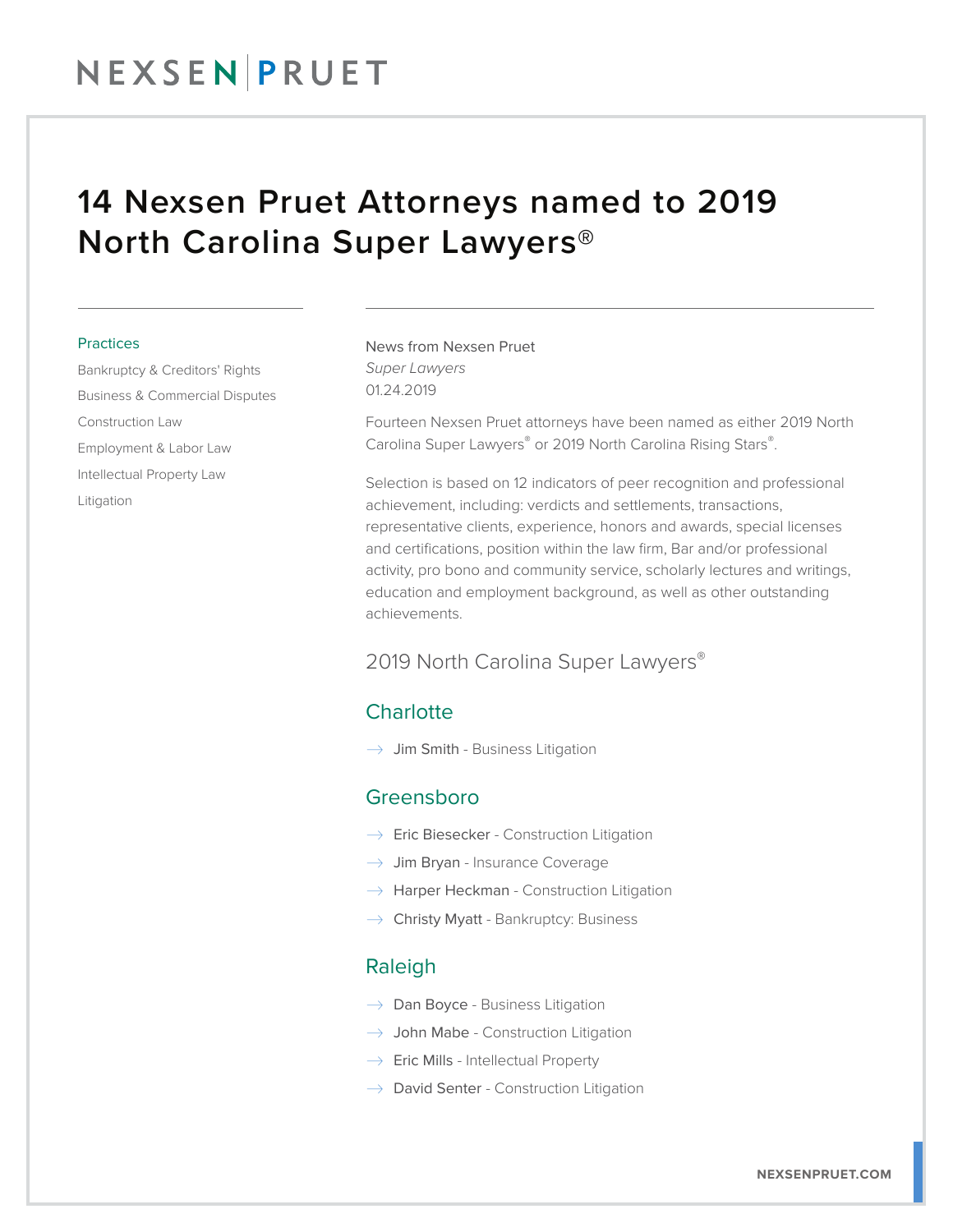# 14 Nexsen Pruet Attorneys named to 2019 North Carolina Super Lawyers®

**Practices**

- Bankruptcy & Creditors' Rights
- Business & Commercial Disputes
- Construction Law
- Employment & Labor Law
- Intellectual Property Law
- Litigation

News from Nexsen Pruet
*Super Lawyers*
01.24.2019

Fourteen Nexsen Pruet attorneys have been named as either 2019 North Carolina Super Lawyers® or 2019 North Carolina Rising Stars®.

Selection is based on 12 indicators of peer recognition and professional achievement, including: verdicts and settlements, transactions, representative clients, experience, honors and awards, special licenses and certifications, position within the law firm, Bar and/or professional activity, pro bono and community service, scholarly lectures and writings, education and employment background, as well as other outstanding achievements.

## 2019 North Carolina Super Lawyers®

### Charlotte

- Jim Smith - Business Litigation

### Greensboro

- Eric Biesecker - Construction Litigation
- Jim Bryan - Insurance Coverage
- Harper Heckman - Construction Litigation
- Christy Myatt - Bankruptcy: Business

### Raleigh

- Dan Boyce - Business Litigation
- John Mabe - Construction Litigation
- Eric Mills - Intellectual Property
- David Senter - Construction Litigation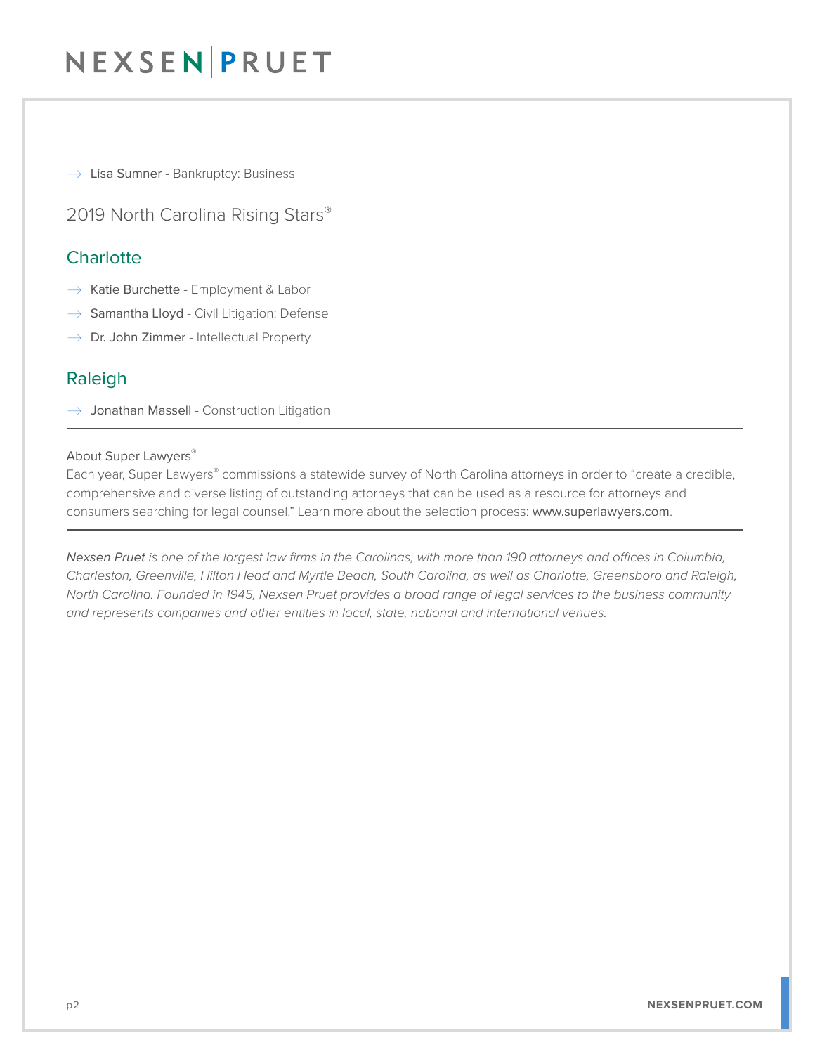- Lisa Sumner - Bankruptcy: Business

## 2019 North Carolina Rising Stars®

### Charlotte

- Katie Burchette - Employment & Labor
- Samantha Lloyd - Civil Litigation: Defense
- Dr. John Zimmer - Intellectual Property

### Raleigh

- Jonathan Massell - Construction Litigation

---

About Super Lawyers®

Each year, Super Lawyers® commissions a statewide survey of North Carolina attorneys in order to "create a credible, comprehensive and diverse listing of outstanding attorneys that can be used as a resource for attorneys and consumers searching for legal counsel." Learn more about the selection process: www.superlawyers.com.

---

*Nexsen Pruet is one of the largest law firms in the Carolinas, with more than 190 attorneys and offices in Columbia, Charleston, Greenville, Hilton Head and Myrtle Beach, South Carolina, as well as Charlotte, Greensboro and Raleigh, North Carolina. Founded in 1945, Nexsen Pruet provides a broad range of legal services to the business community and represents companies and other entities in local, state, national and international venues.*